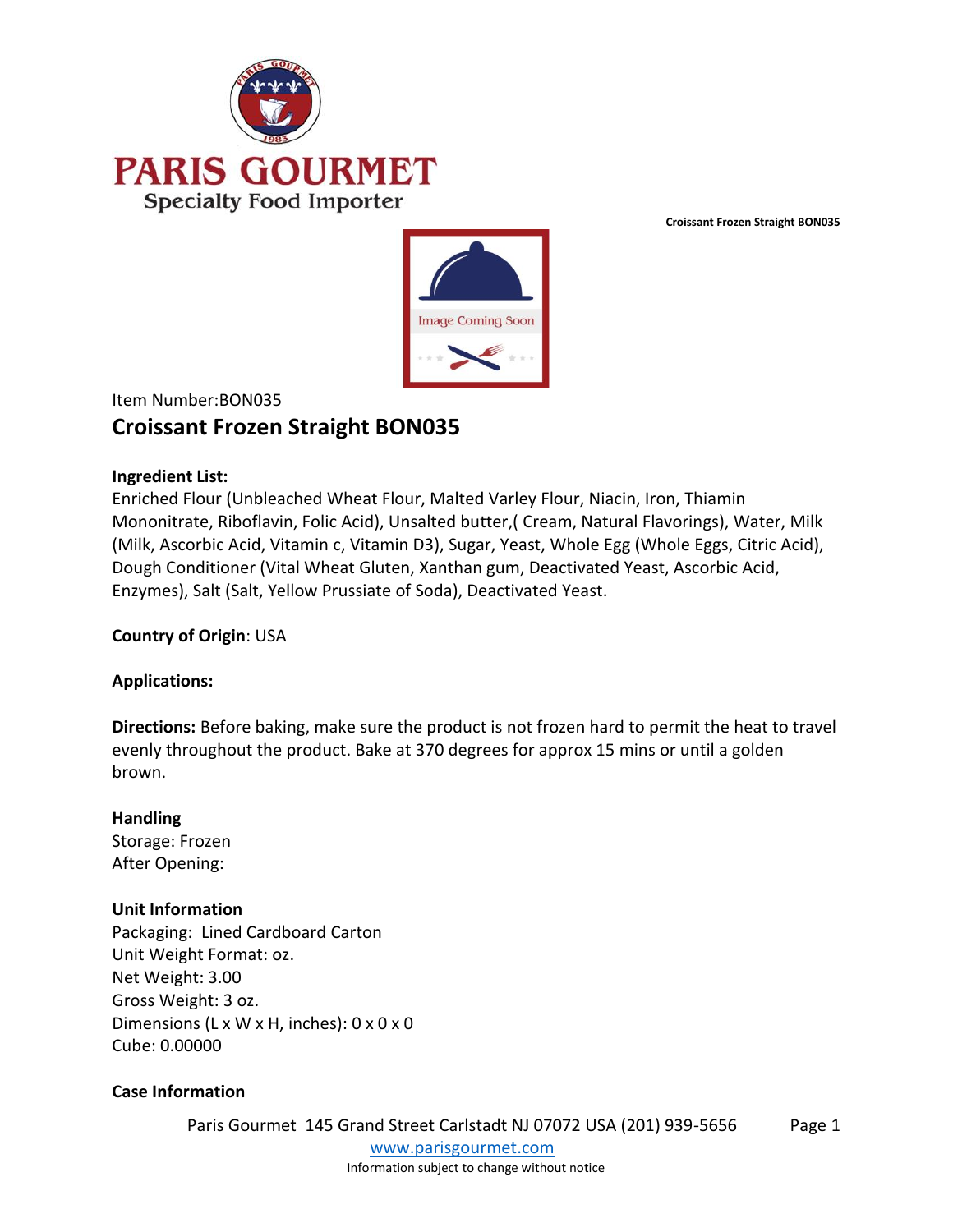# PARIS GOURMET

Specialty Food Importer

**Croissant Frozen Straight BON035**

Item Number:BON035

## Croissant Frozen Straight BON035

**Ingredient List:**
Enriched Flour (Unbleached Wheat Flour, Malted Varley Flour, Niacin, Iron, Thiamin Mononitrate, Riboflavin, Folic Acid), Unsalted butter,( Cream, Natural Flavorings), Water, Milk (Milk, Ascorbic Acid, Vitamin c, Vitamin D3), Sugar, Yeast, Whole Egg (Whole Eggs, Citric Acid), Dough Conditioner (Vital Wheat Gluten, Xanthan gum, Deactivated Yeast, Ascorbic Acid, Enzymes), Salt (Salt, Yellow Prussiate of Soda), Deactivated Yeast.

**Country of Origin**: USA

**Applications:**

**Directions:** Before baking, make sure the product is not frozen hard to permit the heat to travel evenly throughout the product. Bake at 370 degrees for approx 15 mins or until a golden brown.

**Handling**
Storage: Frozen
After Opening:

**Unit Information**
Packaging: Lined Cardboard Carton
Unit Weight Format: oz.
Net Weight: 3.00
Gross Weight: 3 oz.
Dimensions (L x W x H, inches): 0 x 0 x 0
Cube: 0.00000

**Case Information**

Paris Gourmet 145 Grand Street Carlstadt NJ 07072 USA (201) 939-5656
www.parisgourmet.com
Information subject to change without notice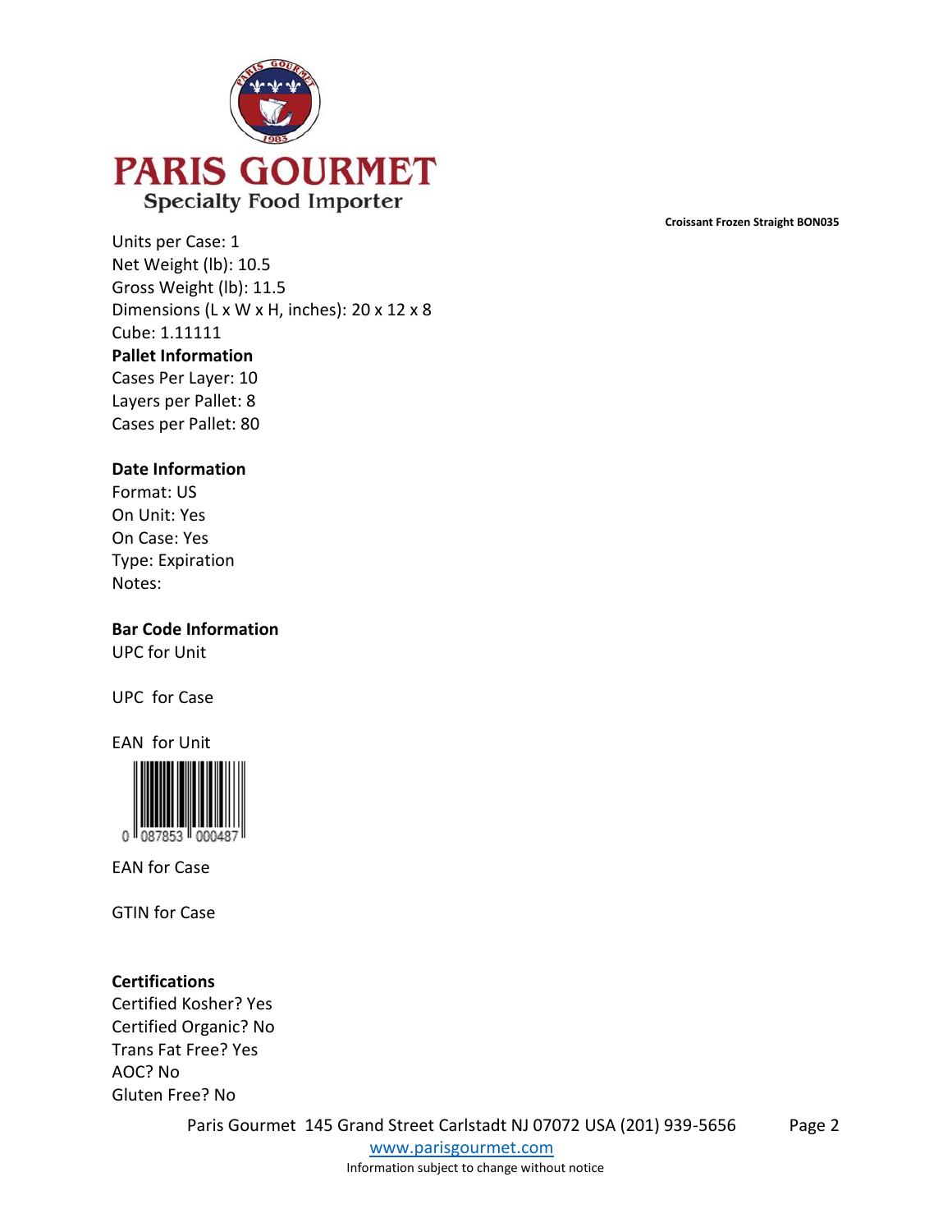**Croissant Frozen Straight BON035**

Units per Case: 1
Net Weight (lb): 10.5
Gross Weight (lb): 11.5
Dimensions (L x W x H, inches): 20 x 12 x 8
Cube: 1.11111

**Pallet Information**

Cases Per Layer: 10
Layers per Pallet: 8
Cases per Pallet: 80

**Date Information**

Format: US
On Unit: Yes
On Case: Yes
Type: Expiration
Notes:

**Bar Code Information**

UPC for Unit

UPC for Case

EAN for Unit

0 087853 000487

EAN for Case

GTIN for Case

**Certifications**

Certified Kosher? Yes
Certified Organic? No
Trans Fat Free? Yes
AOC? No
Gluten Free? No

Paris Gourmet 145 Grand Street Carlstadt NJ 07072 USA (201) 939-5656

www.parisgourmet.com

Information subject to change without notice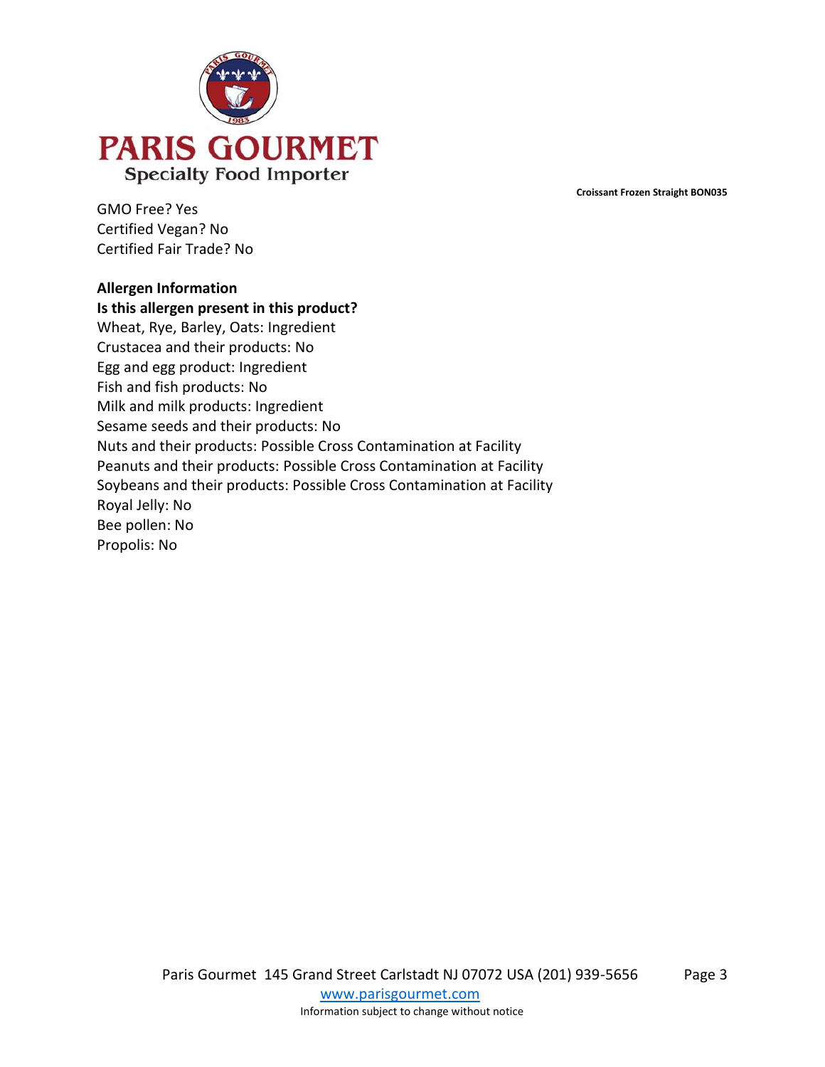**Croissant Frozen Straight BON035**

GMO Free? Yes
Certified Vegan? No
Certified Fair Trade? No

**Allergen Information**

**Is this allergen present in this product?**

Wheat, Rye, Barley, Oats: Ingredient
Crustacea and their products: No
Egg and egg product: Ingredient
Fish and fish products: No
Milk and milk products: Ingredient
Sesame seeds and their products: No
Nuts and their products: Possible Cross Contamination at Facility
Peanuts and their products: Possible Cross Contamination at Facility
Soybeans and their products: Possible Cross Contamination at Facility
Royal Jelly: No
Bee pollen: No
Propolis: No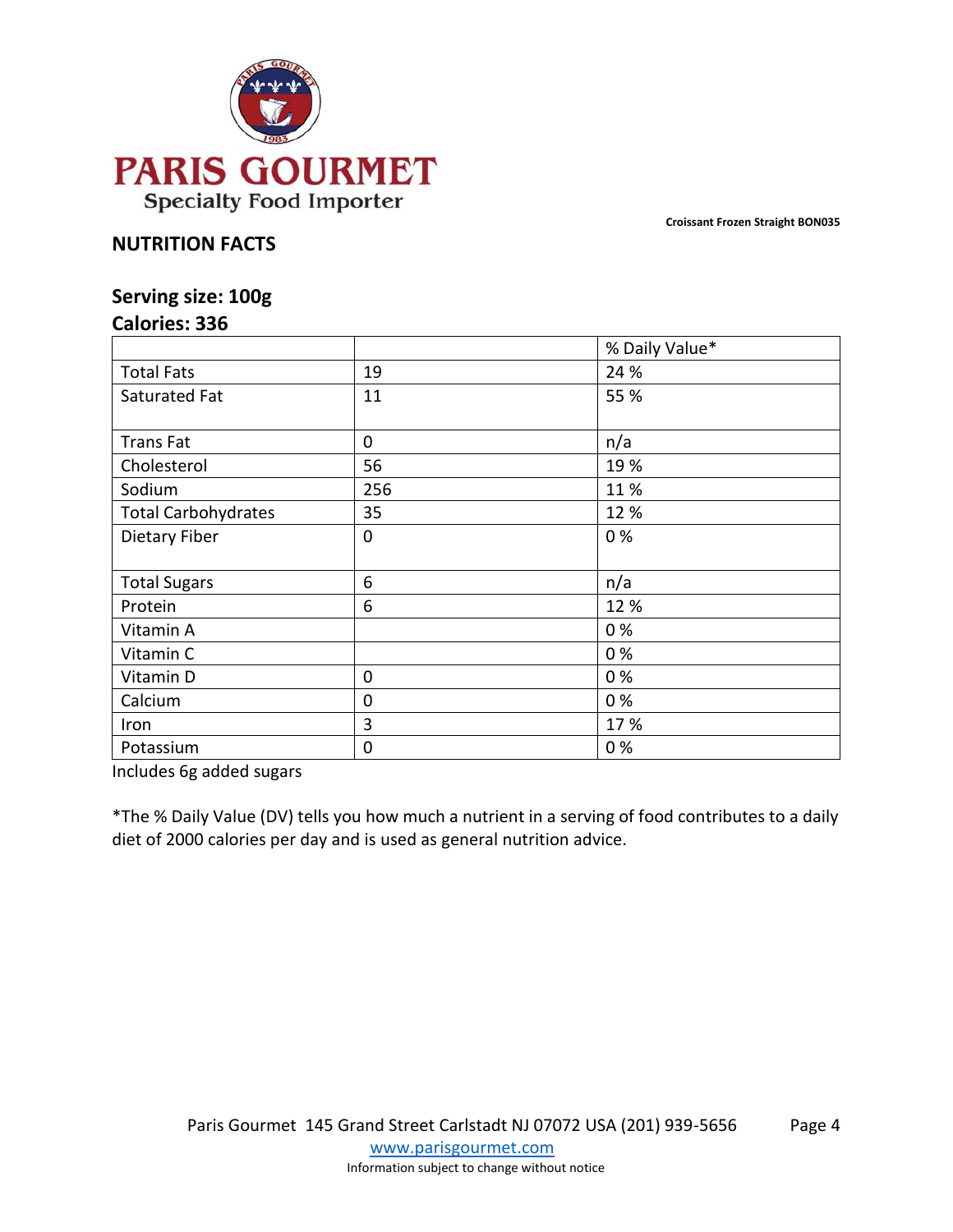PARIS GOURMET
Specialty Food Importer

Croissant Frozen Straight BON035

## NUTRITION FACTS

**Serving size: 100g**
**Calories: 336**

| | | % Daily Value* |
|---|---|---|
| Total Fats | 19 | 24 % |
| Saturated Fat | 11 | 55 % |
| Trans Fat | 0 | n/a |
| Cholesterol | 56 | 19 % |
| Sodium | 256 | 11 % |
| Total Carbohydrates | 35 | 12 % |
| Dietary Fiber | 0 | 0 % |
| Total Sugars | 6 | n/a |
| Protein | 6 | 12 % |
| Vitamin A | | 0 % |
| Vitamin C | | 0 % |
| Vitamin D | 0 | 0 % |
| Calcium | 0 | 0 % |
| Iron | 3 | 17 % |
| Potassium | 0 | 0 % |

Includes 6g added sugars

*The % Daily Value (DV) tells you how much a nutrient in a serving of food contributes to a daily diet of 2000 calories per day and is used as general nutrition advice.

Paris Gourmet 145 Grand Street Carlstadt NJ 07072 USA (201) 939-5656
www.parisgourmet.com
Information subject to change without notice